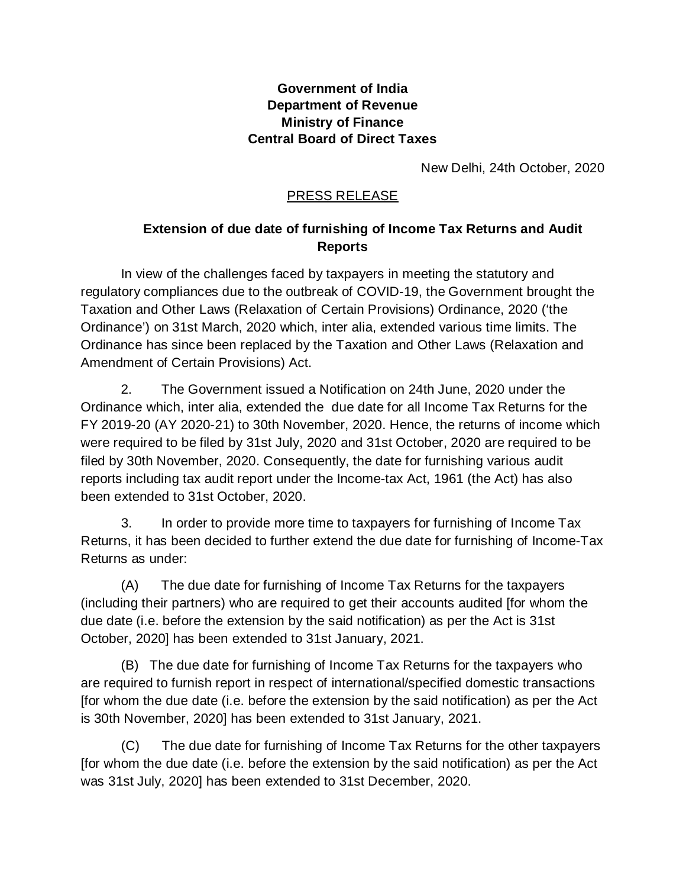**Government of India**
**Department of Revenue**
**Ministry of Finance**
**Central Board of Direct Taxes**

New Delhi, 24th October, 2020

PRESS RELEASE

**Extension of due date of furnishing of Income Tax Returns and Audit Reports**

In view of the challenges faced by taxpayers in meeting the statutory and regulatory compliances due to the outbreak of COVID-19, the Government brought the Taxation and Other Laws (Relaxation of Certain Provisions) Ordinance, 2020 ('the Ordinance') on 31st March, 2020 which, inter alia, extended various time limits. The Ordinance has since been replaced by the Taxation and Other Laws (Relaxation and Amendment of Certain Provisions) Act.

2. The Government issued a Notification on 24th June, 2020 under the Ordinance which, inter alia, extended the due date for all Income Tax Returns for the FY 2019-20 (AY 2020-21) to 30th November, 2020. Hence, the returns of income which were required to be filed by 31st July, 2020 and 31st October, 2020 are required to be filed by 30th November, 2020. Consequently, the date for furnishing various audit reports including tax audit report under the Income-tax Act, 1961 (the Act) has also been extended to 31st October, 2020.

3. In order to provide more time to taxpayers for furnishing of Income Tax Returns, it has been decided to further extend the due date for furnishing of Income-Tax Returns as under:

(A) The due date for furnishing of Income Tax Returns for the taxpayers (including their partners) who are required to get their accounts audited [for whom the due date (i.e. before the extension by the said notification) as per the Act is 31st October, 2020] has been extended to 31st January, 2021.

(B) The due date for furnishing of Income Tax Returns for the taxpayers who are required to furnish report in respect of international/specified domestic transactions [for whom the due date (i.e. before the extension by the said notification) as per the Act is 30th November, 2020] has been extended to 31st January, 2021.

(C) The due date for furnishing of Income Tax Returns for the other taxpayers [for whom the due date (i.e. before the extension by the said notification) as per the Act was 31st July, 2020] has been extended to 31st December, 2020.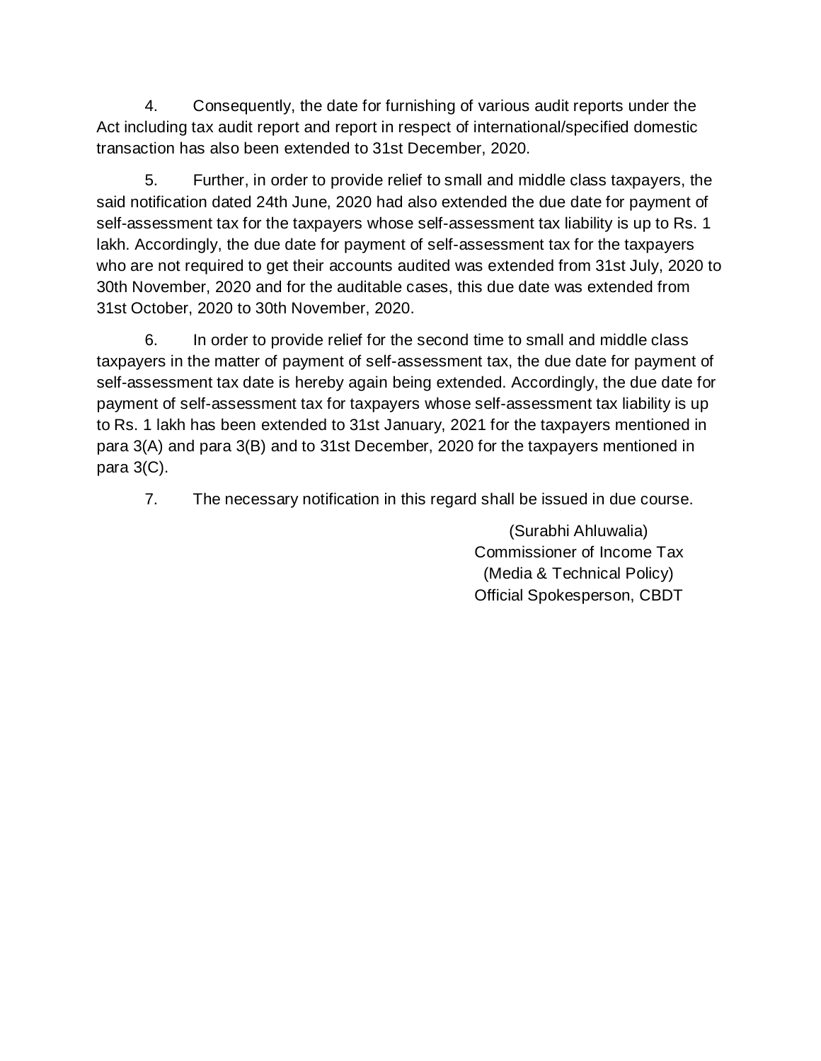4. Consequently, the date for furnishing of various audit reports under the Act including tax audit report and report in respect of international/specified domestic transaction has also been extended to 31st December, 2020.

5. Further, in order to provide relief to small and middle class taxpayers, the said notification dated 24th June, 2020 had also extended the due date for payment of self-assessment tax for the taxpayers whose self-assessment tax liability is up to Rs. 1 lakh. Accordingly, the due date for payment of self-assessment tax for the taxpayers who are not required to get their accounts audited was extended from 31st July, 2020 to 30th November, 2020 and for the auditable cases, this due date was extended from 31st October, 2020 to 30th November, 2020.

6. In order to provide relief for the second time to small and middle class taxpayers in the matter of payment of self-assessment tax, the due date for payment of self-assessment tax date is hereby again being extended. Accordingly, the due date for payment of self-assessment tax for taxpayers whose self-assessment tax liability is up to Rs. 1 lakh has been extended to 31st January, 2021 for the taxpayers mentioned in para 3(A) and para 3(B) and to 31st December, 2020 for the taxpayers mentioned in para 3(C).

7. The necessary notification in this regard shall be issued in due course.

(Surabhi Ahluwalia)
Commissioner of Income Tax
(Media & Technical Policy)
Official Spokesperson, CBDT